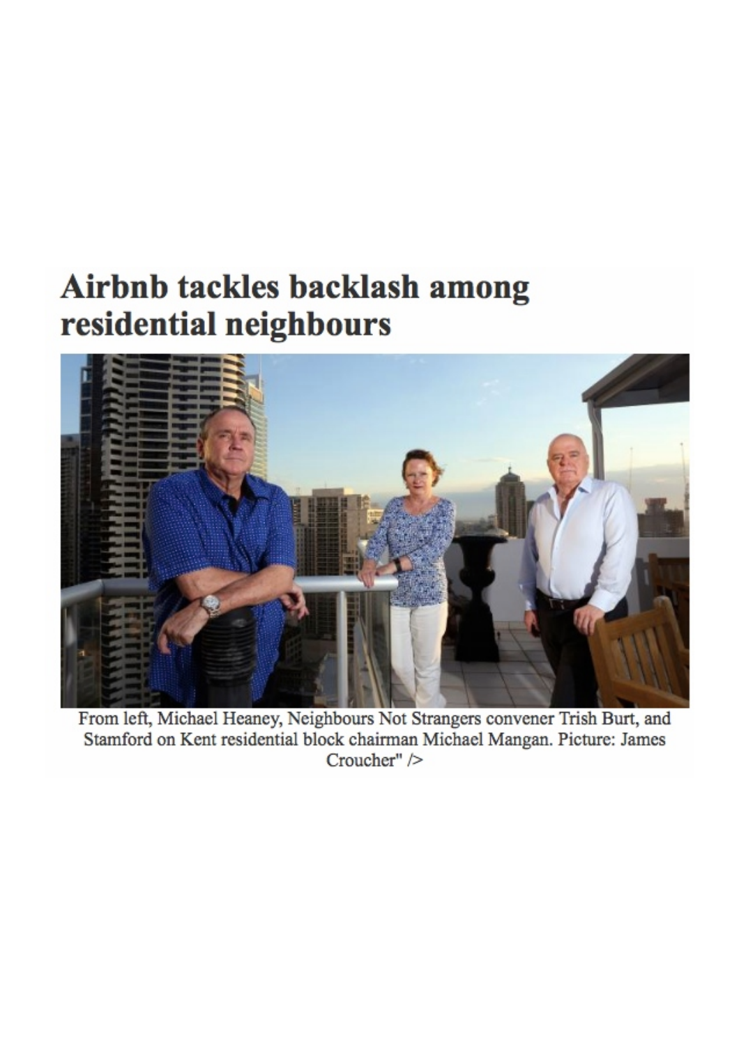# Airbnb tackles backlash among residential neighbours

From left, Michael Heaney, Neighbours Not Strangers convener Trish Burt, and Stamford on Kent residential block chairman Michael Mangan. Picture: James Croucher" />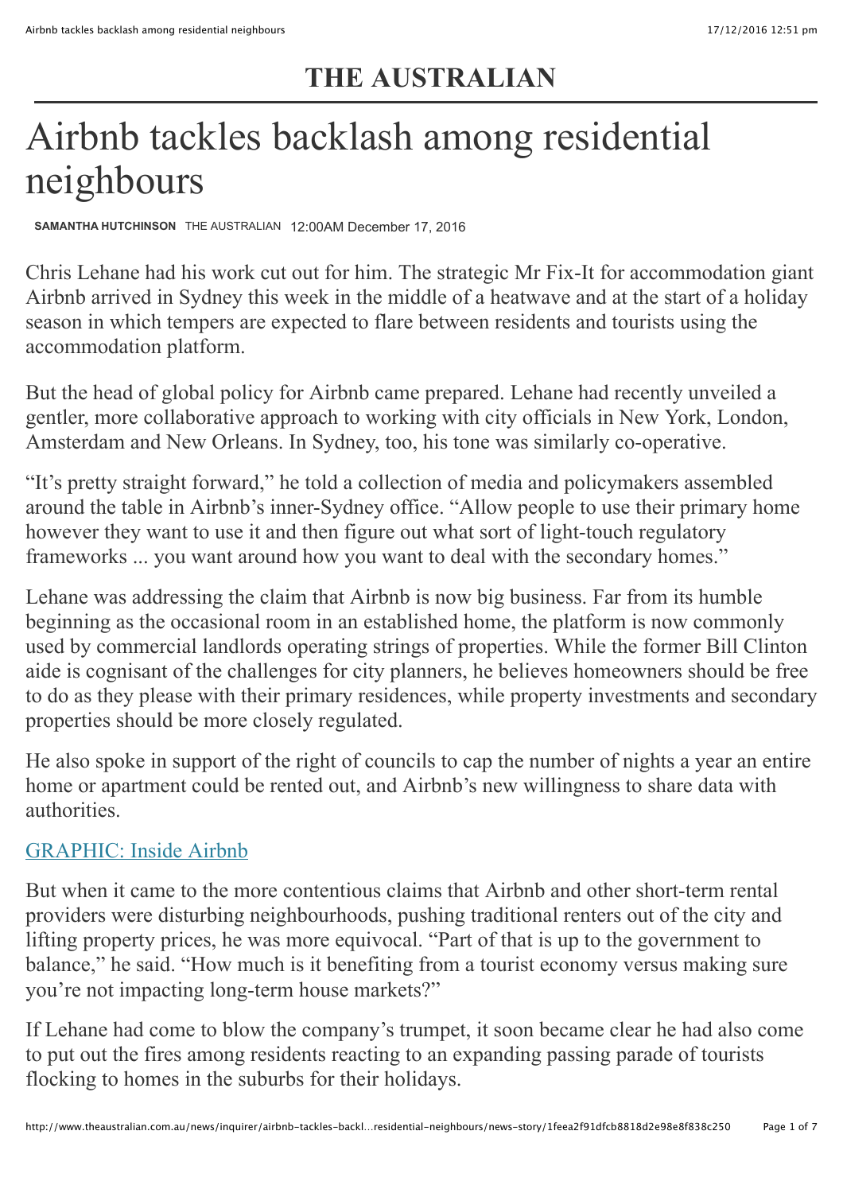THE AUSTRALIAN

# Airbnb tackles backlash among residential neighbours

**SAMANTHA HUTCHINSON** THE AUSTRALIAN 12:00AM December 17, 2016

Chris Lehane had his work cut out for him. The strategic Mr Fix-It for accommodation giant Airbnb arrived in Sydney this week in the middle of a heatwave and at the start of a holiday season in which tempers are expected to flare between residents and tourists using the accommodation platform.

But the head of global policy for Airbnb came prepared. Lehane had recently unveiled a gentler, more collaborative approach to working with city officials in New York, London, Amsterdam and New Orleans. In Sydney, too, his tone was similarly co-operative.

"It's pretty straight forward," he told a collection of media and policymakers assembled around the table in Airbnb's inner-Sydney office. "Allow people to use their primary home however they want to use it and then figure out what sort of light-touch regulatory frameworks ... you want around how you want to deal with the secondary homes."

Lehane was addressing the claim that Airbnb is now big business. Far from its humble beginning as the occasional room in an established home, the platform is now commonly used by commercial landlords operating strings of properties. While the former Bill Clinton aide is cognisant of the challenges for city planners, he believes homeowners should be free to do as they please with their primary residences, while property investments and secondary properties should be more closely regulated.

He also spoke in support of the right of councils to cap the number of nights a year an entire home or apartment could be rented out, and Airbnb's new willingness to share data with authorities.

GRAPHIC: Inside Airbnb

But when it came to the more contentious claims that Airbnb and other short-term rental providers were disturbing neighbourhoods, pushing traditional renters out of the city and lifting property prices, he was more equivocal. "Part of that is up to the government to balance," he said. "How much is it benefiting from a tourist economy versus making sure you're not impacting long-term house markets?"

If Lehane had come to blow the company's trumpet, it soon became clear he had also come to put out the fires among residents reacting to an expanding passing parade of tourists flocking to homes in the suburbs for their holidays.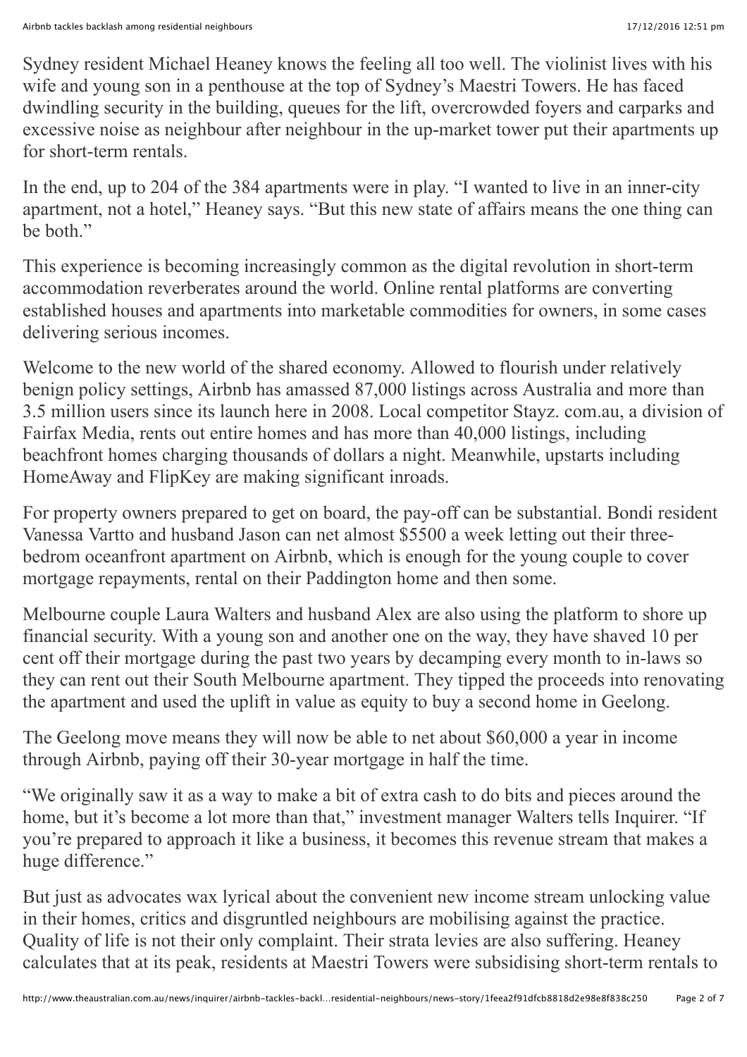Sydney resident Michael Heaney knows the feeling all too well. The violinist lives with his wife and young son in a penthouse at the top of Sydney's Maestri Towers. He has faced dwindling security in the building, queues for the lift, overcrowded foyers and carparks and excessive noise as neighbour after neighbour in the up-market tower put their apartments up for short-term rentals.

In the end, up to 204 of the 384 apartments were in play. "I wanted to live in an inner-city apartment, not a hotel," Heaney says. "But this new state of affairs means the one thing can be both."

This experience is becoming increasingly common as the digital revolution in short-term accommodation reverberates around the world. Online rental platforms are converting established houses and apartments into marketable commodities for owners, in some cases delivering serious incomes.

Welcome to the new world of the shared economy. Allowed to flourish under relatively benign policy settings, Airbnb has amassed 87,000 listings across Australia and more than 3.5 million users since its launch here in 2008. Local competitor Stayz. com.au, a division of Fairfax Media, rents out entire homes and has more than 40,000 listings, including beachfront homes charging thousands of dollars a night. Meanwhile, upstarts including HomeAway and FlipKey are making significant inroads.

For property owners prepared to get on board, the pay-off can be substantial. Bondi resident Vanessa Vartto and husband Jason can net almost $5500 a week letting out their three-bedrom oceanfront apartment on Airbnb, which is enough for the young couple to cover mortgage repayments, rental on their Paddington home and then some.

Melbourne couple Laura Walters and husband Alex are also using the platform to shore up financial security. With a young son and another one on the way, they have shaved 10 per cent off their mortgage during the past two years by decamping every month to in-laws so they can rent out their South Melbourne apartment. They tipped the proceeds into renovating the apartment and used the uplift in value as equity to buy a second home in Geelong.

The Geelong move means they will now be able to net about $60,000 a year in income through Airbnb, paying off their 30-year mortgage in half the time.

"We originally saw it as a way to make a bit of extra cash to do bits and pieces around the home, but it's become a lot more than that," investment manager Walters tells Inquirer. "If you're prepared to approach it like a business, it becomes this revenue stream that makes a huge difference."

But just as advocates wax lyrical about the convenient new income stream unlocking value in their homes, critics and disgruntled neighbours are mobilising against the practice. Quality of life is not their only complaint. Their strata levies are also suffering. Heaney calculates that at its peak, residents at Maestri Towers were subsidising short-term rentals to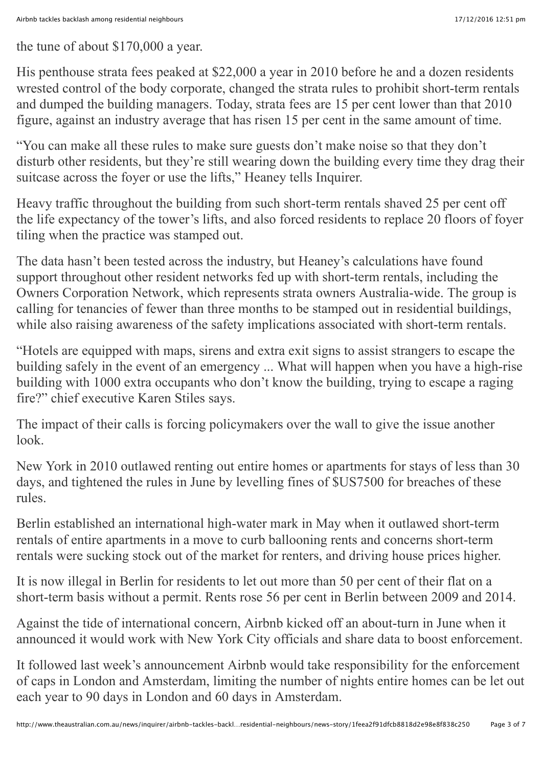the tune of about $170,000 a year.

His penthouse strata fees peaked at $22,000 a year in 2010 before he and a dozen residents wrested control of the body corporate, changed the strata rules to prohibit short-term rentals and dumped the building managers. Today, strata fees are 15 per cent lower than that 2010 figure, against an industry average that has risen 15 per cent in the same amount of time.

"You can make all these rules to make sure guests don't make noise so that they don't disturb other residents, but they're still wearing down the building every time they drag their suitcase across the foyer or use the lifts," Heaney tells Inquirer.

Heavy traffic throughout the building from such short-term rentals shaved 25 per cent off the life expectancy of the tower's lifts, and also forced residents to replace 20 floors of foyer tiling when the practice was stamped out.

The data hasn't been tested across the industry, but Heaney's calculations have found support throughout other resident networks fed up with short-term rentals, including the Owners Corporation Network, which represents strata owners Australia-wide. The group is calling for tenancies of fewer than three months to be stamped out in residential buildings, while also raising awareness of the safety implications associated with short-term rentals.

"Hotels are equipped with maps, sirens and extra exit signs to assist strangers to escape the building safely in the event of an emergency ... What will happen when you have a high-rise building with 1000 extra occupants who don't know the building, trying to escape a raging fire?" chief executive Karen Stiles says.

The impact of their calls is forcing policymakers over the wall to give the issue another look.

New York in 2010 outlawed renting out entire homes or apartments for stays of less than 30 days, and tightened the rules in June by levelling fines of $US7500 for breaches of these rules.

Berlin established an international high-water mark in May when it outlawed short-term rentals of entire apartments in a move to curb ballooning rents and concerns short-term rentals were sucking stock out of the market for renters, and driving house prices higher.

It is now illegal in Berlin for residents to let out more than 50 per cent of their flat on a short-term basis without a permit. Rents rose 56 per cent in Berlin between 2009 and 2014.

Against the tide of international concern, Airbnb kicked off an about-turn in June when it announced it would work with New York City officials and share data to boost enforcement.

It followed last week's announcement Airbnb would take responsibility for the enforcement of caps in London and Amsterdam, limiting the number of nights entire homes can be let out each year to 90 days in London and 60 days in Amsterdam.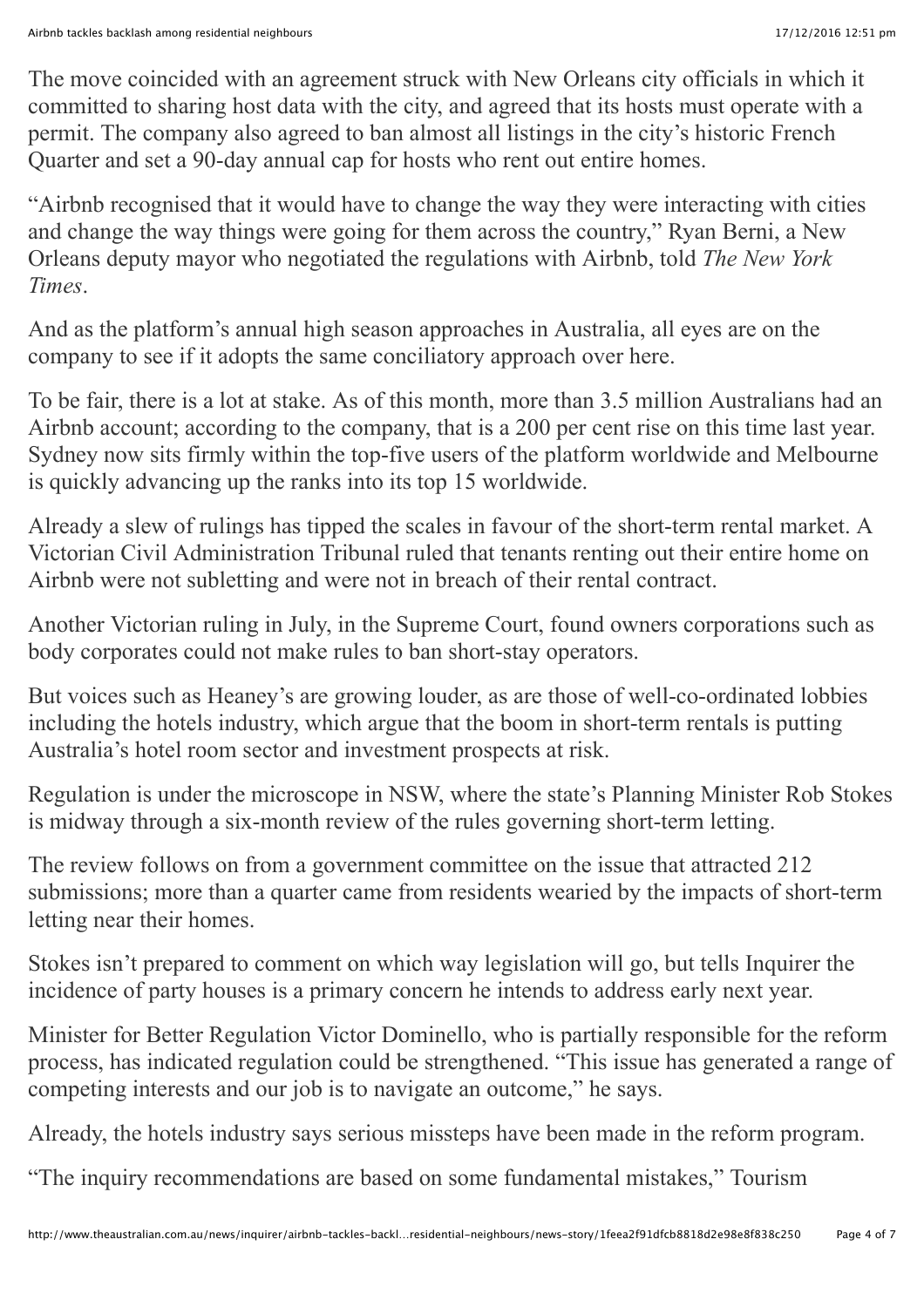The move coincided with an agreement struck with New Orleans city officials in which it committed to sharing host data with the city, and agreed that its hosts must operate with a permit. The company also agreed to ban almost all listings in the city's historic French Quarter and set a 90-day annual cap for hosts who rent out entire homes.

"Airbnb recognised that it would have to change the way they were interacting with cities and change the way things were going for them across the country," Ryan Berni, a New Orleans deputy mayor who negotiated the regulations with Airbnb, told *The New York Times*.

And as the platform's annual high season approaches in Australia, all eyes are on the company to see if it adopts the same conciliatory approach over here.

To be fair, there is a lot at stake. As of this month, more than 3.5 million Australians had an Airbnb account; according to the company, that is a 200 per cent rise on this time last year. Sydney now sits firmly within the top-five users of the platform worldwide and Melbourne is quickly advancing up the ranks into its top 15 worldwide.

Already a slew of rulings has tipped the scales in favour of the short-term rental market. A Victorian Civil Administration Tribunal ruled that tenants renting out their entire home on Airbnb were not subletting and were not in breach of their rental contract.

Another Victorian ruling in July, in the Supreme Court, found owners corporations such as body corporates could not make rules to ban short-stay operators.

But voices such as Heaney's are growing louder, as are those of well-co-ordinated lobbies including the hotels industry, which argue that the boom in short-term rentals is putting Australia's hotel room sector and investment prospects at risk.

Regulation is under the microscope in NSW, where the state's Planning Minister Rob Stokes is midway through a six-month review of the rules governing short-term letting.

The review follows on from a government committee on the issue that attracted 212 submissions; more than a quarter came from residents wearied by the impacts of short-term letting near their homes.

Stokes isn't prepared to comment on which way legislation will go, but tells Inquirer the incidence of party houses is a primary concern he intends to address early next year.

Minister for Better Regulation Victor Dominello, who is partially responsible for the reform process, has indicated regulation could be strengthened. "This issue has generated a range of competing interests and our job is to navigate an outcome," he says.

Already, the hotels industry says serious missteps have been made in the reform program.

"The inquiry recommendations are based on some fundamental mistakes," Tourism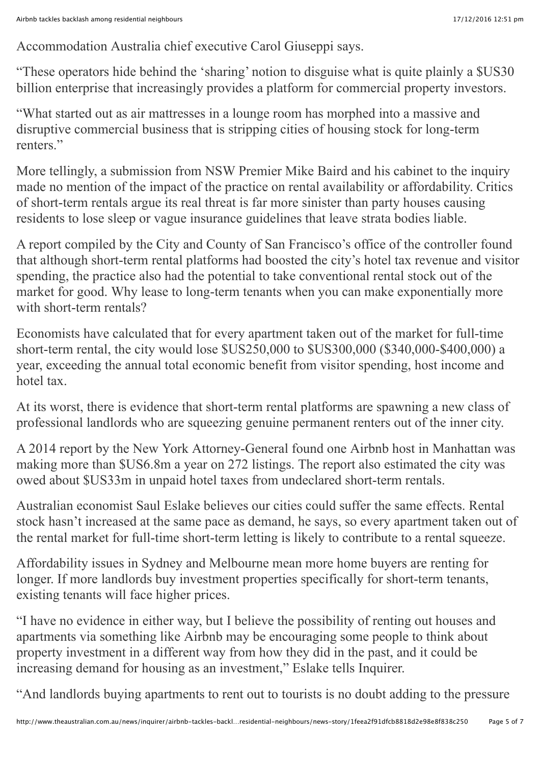Accommodation Australia chief executive Carol Giuseppi says.

"These operators hide behind the 'sharing' notion to disguise what is quite plainly a $US30 billion enterprise that increasingly provides a platform for commercial property investors.

"What started out as air mattresses in a lounge room has morphed into a massive and disruptive commercial business that is stripping cities of housing stock for long-term renters."

More tellingly, a submission from NSW Premier Mike Baird and his cabinet to the inquiry made no mention of the impact of the practice on rental availability or affordability. Critics of short-term rentals argue its real threat is far more sinister than party houses causing residents to lose sleep or vague insurance guidelines that leave strata bodies liable.

A report compiled by the City and County of San Francisco's office of the controller found that although short-term rental platforms had boosted the city's hotel tax revenue and visitor spending, the practice also had the potential to take conventional rental stock out of the market for good. Why lease to long-term tenants when you can make exponentially more with short-term rentals?

Economists have calculated that for every apartment taken out of the market for full-time short-term rental, the city would lose $US250,000 to $US300,000 ($340,000-$400,000) a year, exceeding the annual total economic benefit from visitor spending, host income and hotel tax.

At its worst, there is evidence that short-term rental platforms are spawning a new class of professional landlords who are squeezing genuine permanent renters out of the inner city.

A 2014 report by the New York Attorney-General found one Airbnb host in Manhattan was making more than $US6.8m a year on 272 listings. The report also estimated the city was owed about $US33m in unpaid hotel taxes from undeclared short-term rentals.

Australian economist Saul Eslake believes our cities could suffer the same effects. Rental stock hasn't increased at the same pace as demand, he says, so every apartment taken out of the rental market for full-time short-term letting is likely to contribute to a rental squeeze.

Affordability issues in Sydney and Melbourne mean more home buyers are renting for longer. If more landlords buy investment properties specifically for short-term tenants, existing tenants will face higher prices.

"I have no evidence in either way, but I believe the possibility of renting out houses and apartments via something like Airbnb may be encouraging some people to think about property investment in a different way from how they did in the past, and it could be increasing demand for housing as an investment," Eslake tells Inquirer.

"And landlords buying apartments to rent out to tourists is no doubt adding to the pressure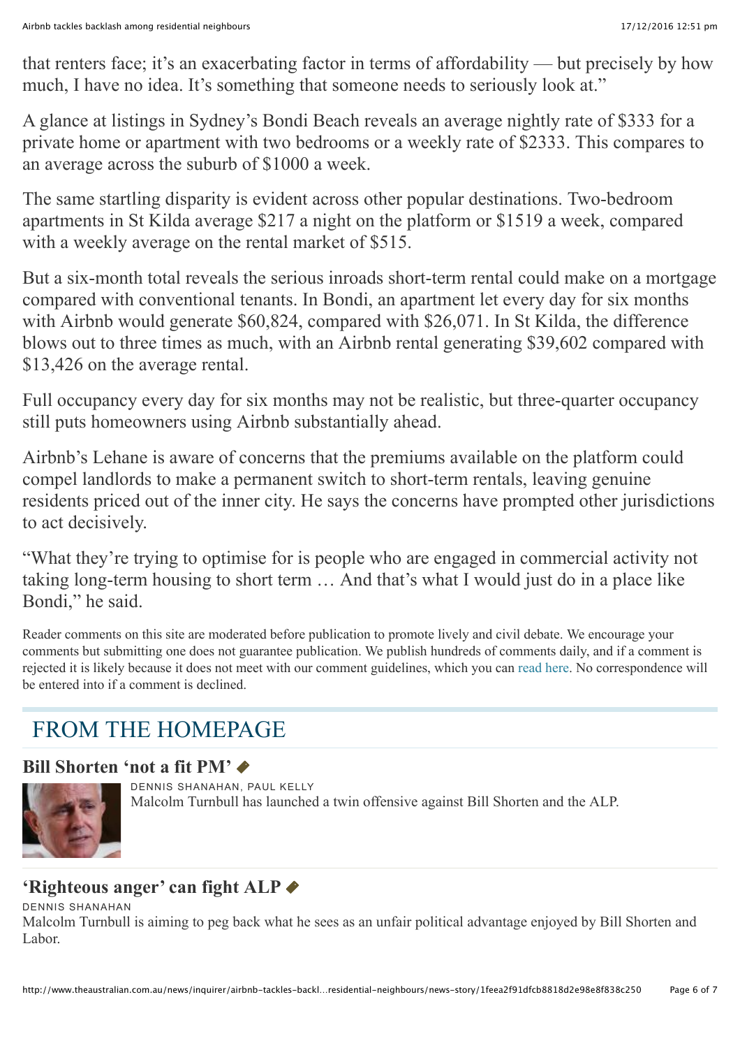that renters face; it's an exacerbating factor in terms of affordability — but precisely by how much, I have no idea. It's something that someone needs to seriously look at."

A glance at listings in Sydney's Bondi Beach reveals an average nightly rate of $333 for a private home or apartment with two bedrooms or a weekly rate of $2333. This compares to an average across the suburb of $1000 a week.

The same startling disparity is evident across other popular destinations. Two-bedroom apartments in St Kilda average $217 a night on the platform or $1519 a week, compared with a weekly average on the rental market of $515.

But a six-month total reveals the serious inroads short-term rental could make on a mortgage compared with conventional tenants. In Bondi, an apartment let every day for six months with Airbnb would generate $60,824, compared with $26,071. In St Kilda, the difference blows out to three times as much, with an Airbnb rental generating $39,602 compared with $13,426 on the average rental.

Full occupancy every day for six months may not be realistic, but three-quarter occupancy still puts homeowners using Airbnb substantially ahead.

Airbnb's Lehane is aware of concerns that the premiums available on the platform could compel landlords to make a permanent switch to short-term rentals, leaving genuine residents priced out of the inner city. He says the concerns have prompted other jurisdictions to act decisively.

"What they're trying to optimise for is people who are engaged in commercial activity not taking long-term housing to short term … And that's what I would just do in a place like Bondi," he said.

Reader comments on this site are moderated before publication to promote lively and civil debate. We encourage your comments but submitting one does not guarantee publication. We publish hundreds of comments daily, and if a comment is rejected it is likely because it does not meet with our comment guidelines, which you can read here. No correspondence will be entered into if a comment is declined.

## FROM THE HOMEPAGE

### Bill Shorten 'not a fit PM'

DENNIS SHANAHAN, PAUL KELLY

Malcolm Turnbull has launched a twin offensive against Bill Shorten and the ALP.

### 'Righteous anger' can fight ALP

DENNIS SHANAHAN

Malcolm Turnbull is aiming to peg back what he sees as an unfair political advantage enjoyed by Bill Shorten and Labor.